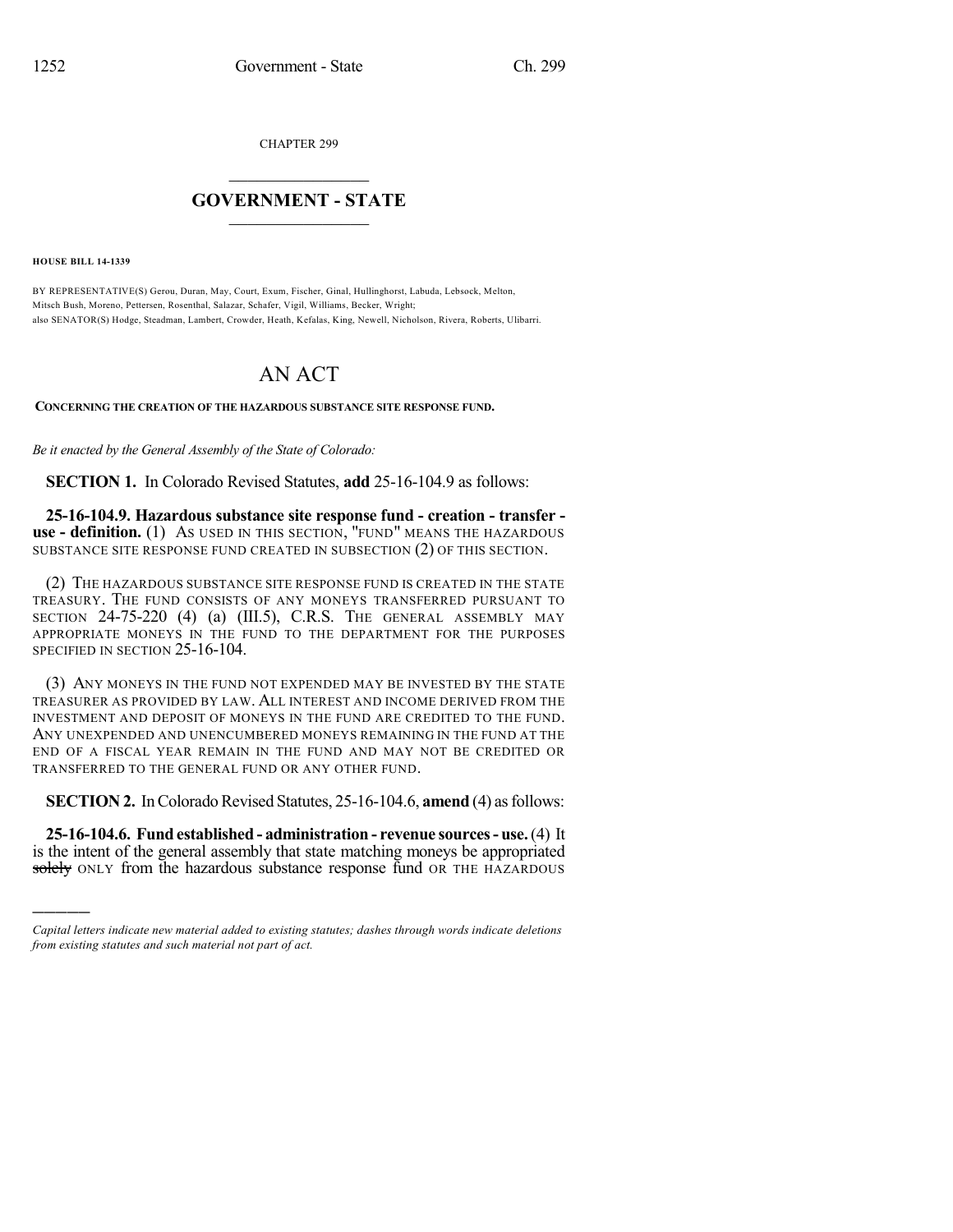CHAPTER 299

# GOVERNMENT - STATE

**HOUSE BILL 14-1339**

BY REPRESENTATIVE(S) Gerou, Duran, May, Court, Exum, Fischer, Ginal, Hullinghorst, Labuda, Lebsock, Melton, Mitsch Bush, Moreno, Pettersen, Rosenthal, Salazar, Schafer, Vigil, Williams, Becker, Wright;
also SENATOR(S) Hodge, Steadman, Lambert, Crowder, Heath, Kefalas, King, Newell, Nicholson, Rivera, Roberts, Ulibarri.

# AN ACT

**CONCERNING THE CREATION OF THE HAZARDOUS SUBSTANCE SITE RESPONSE FUND.**

*Be it enacted by the General Assembly of the State of Colorado:*

**SECTION 1.** In Colorado Revised Statutes, **add** 25-16-104.9 as follows:

**25-16-104.9. Hazardous substance site response fund - creation - transfer - use - definition.** (1) AS USED IN THIS SECTION, "FUND" MEANS THE HAZARDOUS SUBSTANCE SITE RESPONSE FUND CREATED IN SUBSECTION (2) OF THIS SECTION.

(2) THE HAZARDOUS SUBSTANCE SITE RESPONSE FUND IS CREATED IN THE STATE TREASURY. THE FUND CONSISTS OF ANY MONEYS TRANSFERRED PURSUANT TO SECTION 24-75-220 (4) (a) (III.5), C.R.S. THE GENERAL ASSEMBLY MAY APPROPRIATE MONEYS IN THE FUND TO THE DEPARTMENT FOR THE PURPOSES SPECIFIED IN SECTION 25-16-104.

(3) ANY MONEYS IN THE FUND NOT EXPENDED MAY BE INVESTED BY THE STATE TREASURER AS PROVIDED BY LAW. ALL INTEREST AND INCOME DERIVED FROM THE INVESTMENT AND DEPOSIT OF MONEYS IN THE FUND ARE CREDITED TO THE FUND. ANY UNEXPENDED AND UNENCUMBERED MONEYS REMAINING IN THE FUND AT THE END OF A FISCAL YEAR REMAIN IN THE FUND AND MAY NOT BE CREDITED OR TRANSFERRED TO THE GENERAL FUND OR ANY OTHER FUND.

**SECTION 2.** In Colorado Revised Statutes, 25-16-104.6, **amend** (4) as follows:

**25-16-104.6. Fund established - administration - revenue sources - use.** (4) It is the intent of the general assembly that state matching moneys be appropriated ~~solely~~ ONLY from the hazardous substance response fund OR THE HAZARDOUS

*Capital letters indicate new material added to existing statutes; dashes through words indicate deletions from existing statutes and such material not part of act.*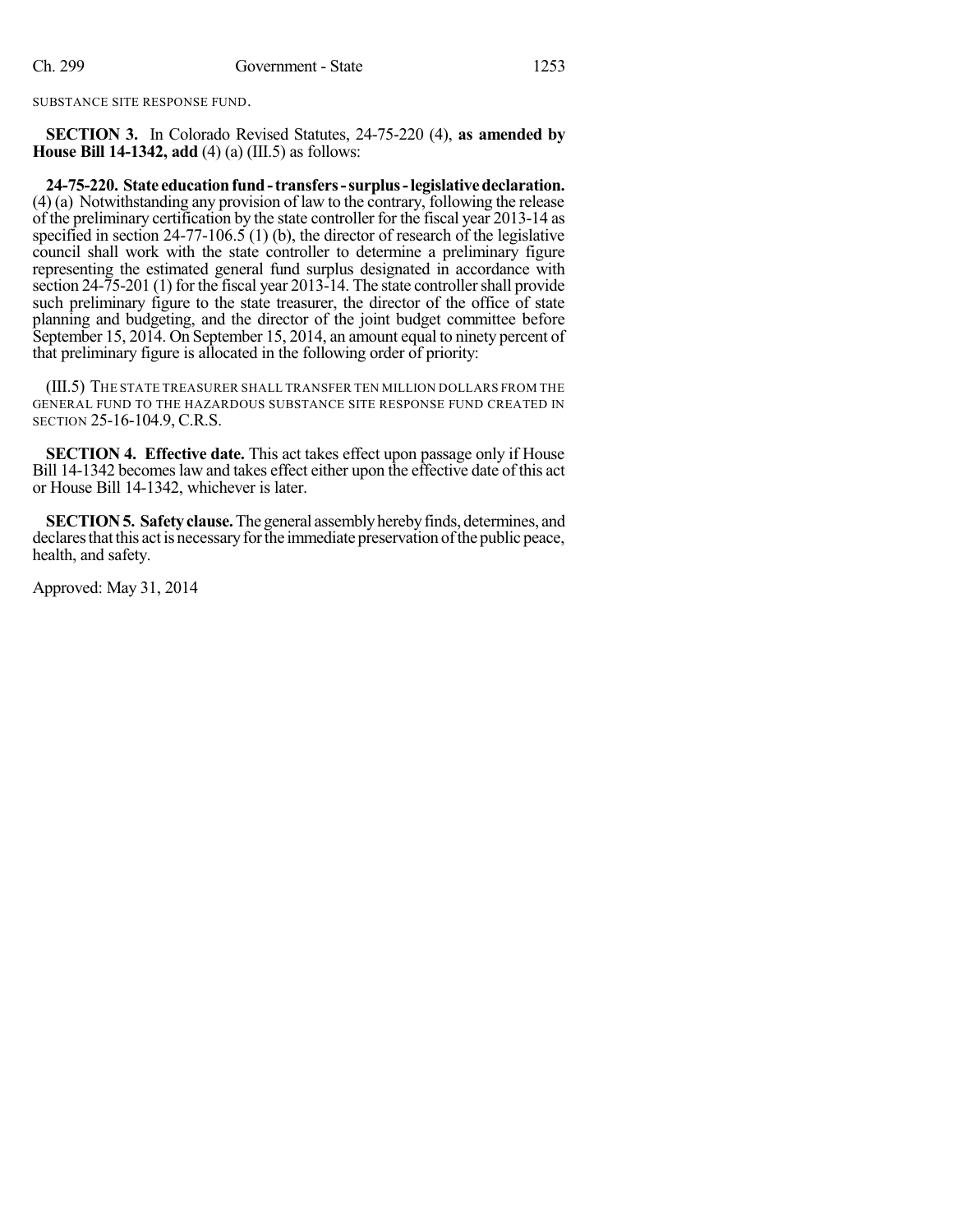SUBSTANCE SITE RESPONSE FUND.

**SECTION 3.** In Colorado Revised Statutes, 24-75-220 (4), **as amended by House Bill 14-1342, add** (4) (a) (III.5) as follows:

**24-75-220. State education fund - transfers - surplus - legislative declaration.** (4) (a) Notwithstanding any provision of law to the contrary, following the release of the preliminary certification by the state controller for the fiscal year 2013-14 as specified in section 24-77-106.5 (1) (b), the director of research of the legislative council shall work with the state controller to determine a preliminary figure representing the estimated general fund surplus designated in accordance with section 24-75-201 (1) for the fiscal year 2013-14. The state controller shall provide such preliminary figure to the state treasurer, the director of the office of state planning and budgeting, and the director of the joint budget committee before September 15, 2014. On September 15, 2014, an amount equal to ninety percent of that preliminary figure is allocated in the following order of priority:

(III.5) THE STATE TREASURER SHALL TRANSFER TEN MILLION DOLLARS FROM THE GENERAL FUND TO THE HAZARDOUS SUBSTANCE SITE RESPONSE FUND CREATED IN SECTION 25-16-104.9, C.R.S.

**SECTION 4. Effective date.** This act takes effect upon passage only if House Bill 14-1342 becomes law and takes effect either upon the effective date of this act or House Bill 14-1342, whichever is later.

**SECTION 5. Safety clause.** The general assembly hereby finds, determines, and declares that this act is necessary for the immediate preservation of the public peace, health, and safety.

Approved: May 31, 2014